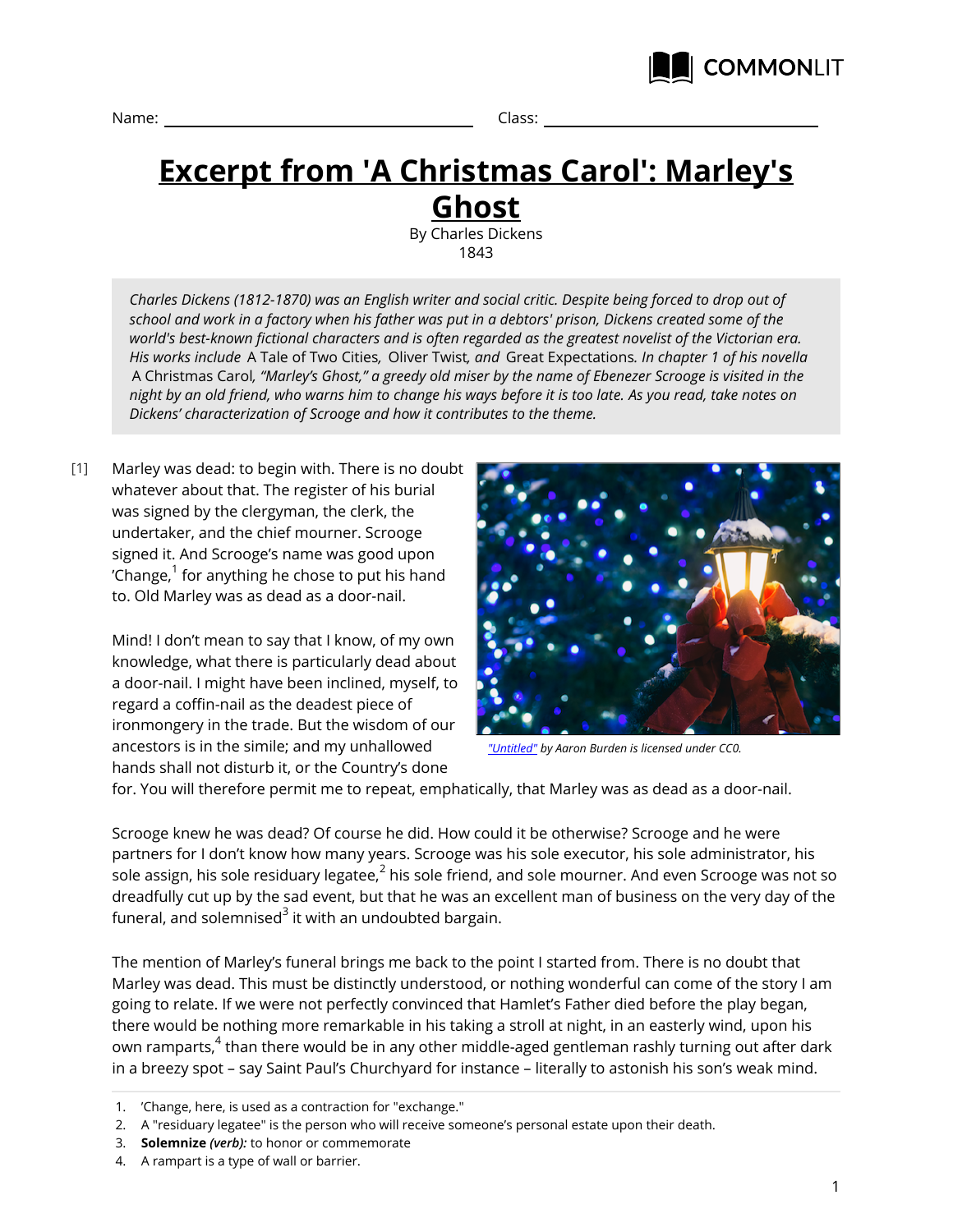Name: ______________________ Class: ______________________

# Excerpt from 'A Christmas Carol': Marley's Ghost

By Charles Dickens
1843

*Charles Dickens (1812-1870) was an English writer and social critic. Despite being forced to drop out of school and work in a factory when his father was put in a debtors' prison, Dickens created some of the world's best-known fictional characters and is often regarded as the greatest novelist of the Victorian era. His works include* A Tale of Two Cities*,* Oliver Twist*, and* Great Expectations*. In chapter 1 of his novella* A Christmas Carol*, "Marley's Ghost," a greedy old miser by the name of Ebenezer Scrooge is visited in the night by an old friend, who warns him to change his ways before it is too late. As you read, take notes on Dickens' characterization of Scrooge and how it contributes to the theme.*

[1] Marley was dead: to begin with. There is no doubt whatever about that. The register of his burial was signed by the clergyman, the clerk, the undertaker, and the chief mourner. Scrooge signed it. And Scrooge's name was good upon 'Change,[1] for anything he chose to put his hand to. Old Marley was as dead as a door-nail.

*"Untitled" by Aaron Burden is licensed under CC0.*

Mind! I don't mean to say that I know, of my own knowledge, what there is particularly dead about a door-nail. I might have been inclined, myself, to regard a coffin-nail as the deadest piece of ironmongery in the trade. But the wisdom of our ancestors is in the simile; and my unhallowed hands shall not disturb it, or the Country's done for. You will therefore permit me to repeat, emphatically, that Marley was as dead as a door-nail.

Scrooge knew he was dead? Of course he did. How could it be otherwise? Scrooge and he were partners for I don't know how many years. Scrooge was his sole executor, his sole administrator, his sole assign, his sole residuary legatee,[2] his sole friend, and sole mourner. And even Scrooge was not so dreadfully cut up by the sad event, but that he was an excellent man of business on the very day of the funeral, and solemnised[3] it with an undoubted bargain.

The mention of Marley's funeral brings me back to the point I started from. There is no doubt that Marley was dead. This must be distinctly understood, or nothing wonderful can come of the story I am going to relate. If we were not perfectly convinced that Hamlet's Father died before the play began, there would be nothing more remarkable in his taking a stroll at night, in an easterly wind, upon his own ramparts,[4] than there would be in any other middle-aged gentleman rashly turning out after dark in a breezy spot – say Saint Paul's Churchyard for instance – literally to astonish his son's weak mind.

---

1. 'Change, here, is used as a contraction for "exchange."
2. A "residuary legatee" is the person who will receive someone's personal estate upon their death.
3. **Solemnize** *(verb):* to honor or commemorate
4. A rampart is a type of wall or barrier.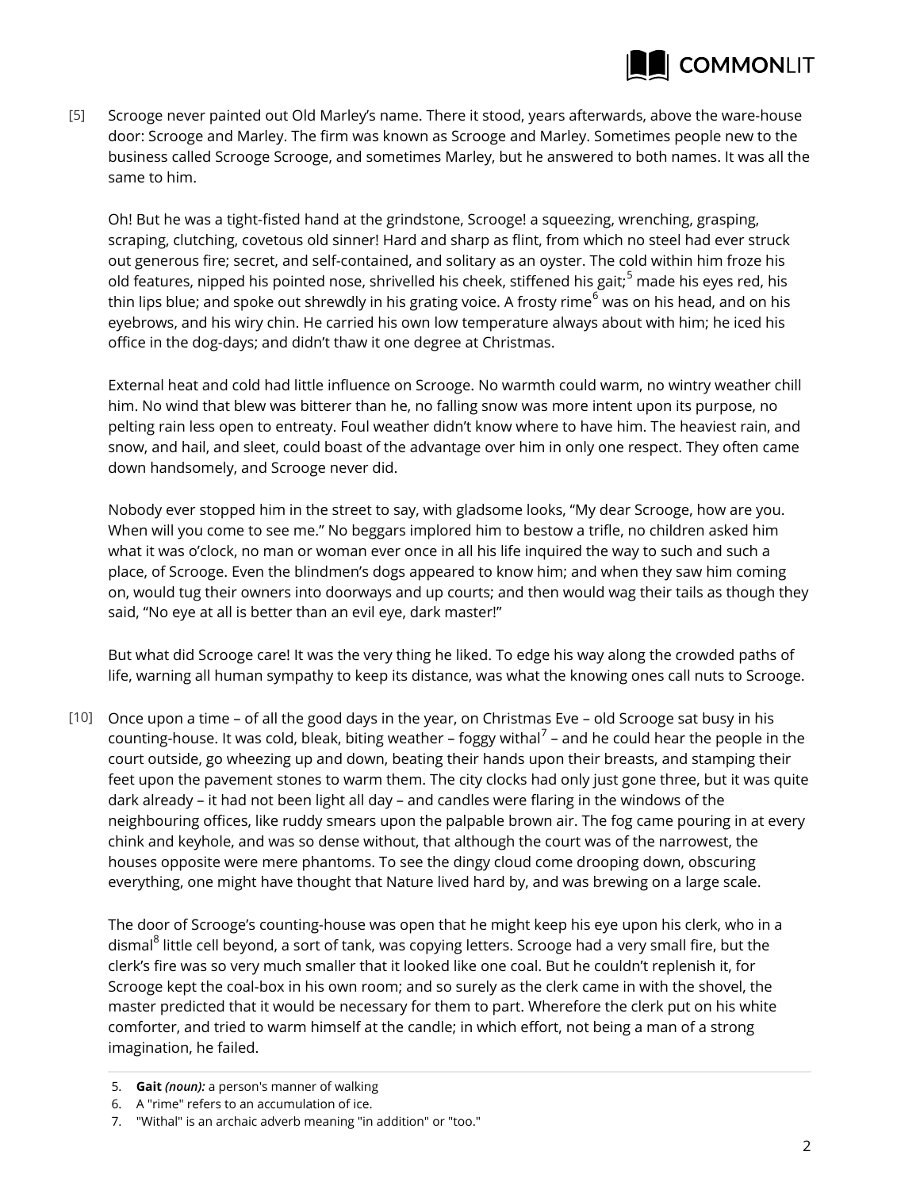[5] Scrooge never painted out Old Marley's name. There it stood, years afterwards, above the ware-house door: Scrooge and Marley. The firm was known as Scrooge and Marley. Sometimes people new to the business called Scrooge Scrooge, and sometimes Marley, but he answered to both names. It was all the same to him.

Oh! But he was a tight-fisted hand at the grindstone, Scrooge! a squeezing, wrenching, grasping, scraping, clutching, covetous old sinner! Hard and sharp as flint, from which no steel had ever struck out generous fire; secret, and self-contained, and solitary as an oyster. The cold within him froze his old features, nipped his pointed nose, shrivelled his cheek, stiffened his gait;[5] made his eyes red, his thin lips blue; and spoke out shrewdly in his grating voice. A frosty rime[6] was on his head, and on his eyebrows, and his wiry chin. He carried his own low temperature always about with him; he iced his office in the dog-days; and didn't thaw it one degree at Christmas.

External heat and cold had little influence on Scrooge. No warmth could warm, no wintry weather chill him. No wind that blew was bitterer than he, no falling snow was more intent upon its purpose, no pelting rain less open to entreaty. Foul weather didn't know where to have him. The heaviest rain, and snow, and hail, and sleet, could boast of the advantage over him in only one respect. They often came down handsomely, and Scrooge never did.

Nobody ever stopped him in the street to say, with gladsome looks, "My dear Scrooge, how are you. When will you come to see me." No beggars implored him to bestow a trifle, no children asked him what it was o'clock, no man or woman ever once in all his life inquired the way to such and such a place, of Scrooge. Even the blindmen's dogs appeared to know him; and when they saw him coming on, would tug their owners into doorways and up courts; and then would wag their tails as though they said, "No eye at all is better than an evil eye, dark master!"

But what did Scrooge care! It was the very thing he liked. To edge his way along the crowded paths of life, warning all human sympathy to keep its distance, was what the knowing ones call nuts to Scrooge.

[10] Once upon a time – of all the good days in the year, on Christmas Eve – old Scrooge sat busy in his counting-house. It was cold, bleak, biting weather – foggy withal[7] – and he could hear the people in the court outside, go wheezing up and down, beating their hands upon their breasts, and stamping their feet upon the pavement stones to warm them. The city clocks had only just gone three, but it was quite dark already – it had not been light all day – and candles were flaring in the windows of the neighbouring offices, like ruddy smears upon the palpable brown air. The fog came pouring in at every chink and keyhole, and was so dense without, that although the court was of the narrowest, the houses opposite were mere phantoms. To see the dingy cloud come drooping down, obscuring everything, one might have thought that Nature lived hard by, and was brewing on a large scale.

The door of Scrooge's counting-house was open that he might keep his eye upon his clerk, who in a dismal[8] little cell beyond, a sort of tank, was copying letters. Scrooge had a very small fire, but the clerk's fire was so very much smaller that it looked like one coal. But he couldn't replenish it, for Scrooge kept the coal-box in his own room; and so surely as the clerk came in with the shovel, the master predicted that it would be necessary for them to part. Wherefore the clerk put on his white comforter, and tried to warm himself at the candle; in which effort, not being a man of a strong imagination, he failed.

---

5. **Gait** *(noun):* a person's manner of walking
6. A "rime" refers to an accumulation of ice.
7. "Withal" is an archaic adverb meaning "in addition" or "too."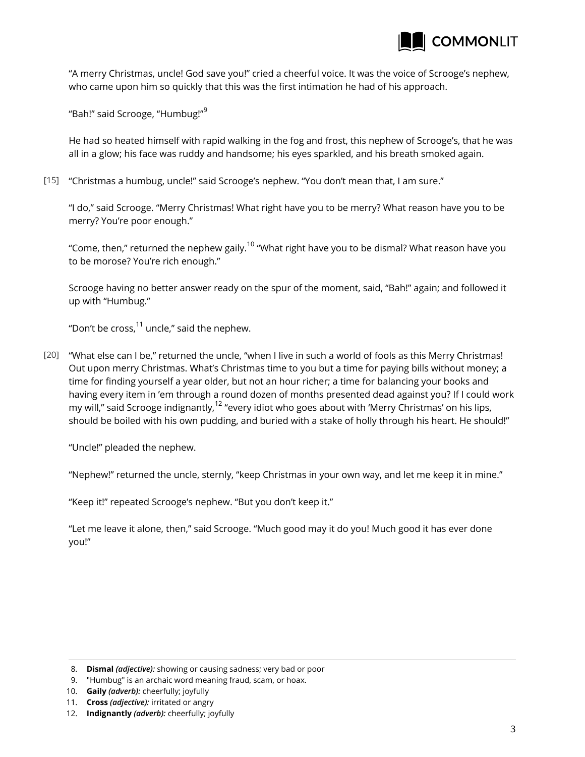"A merry Christmas, uncle! God save you!" cried a cheerful voice. It was the voice of Scrooge's nephew, who came upon him so quickly that this was the first intimation he had of his approach.

"Bah!" said Scrooge, "Humbug!"[9]

He had so heated himself with rapid walking in the fog and frost, this nephew of Scrooge's, that he was all in a glow; his face was ruddy and handsome; his eyes sparkled, and his breath smoked again.

[15] "Christmas a humbug, uncle!" said Scrooge's nephew. "You don't mean that, I am sure."

"I do," said Scrooge. "Merry Christmas! What right have you to be merry? What reason have you to be merry? You're poor enough."

"Come, then," returned the nephew gaily.[10] "What right have you to be dismal? What reason have you to be morose? You're rich enough."

Scrooge having no better answer ready on the spur of the moment, said, "Bah!" again; and followed it up with "Humbug."

"Don't be cross,[11] uncle," said the nephew.

[20] "What else can I be," returned the uncle, "when I live in such a world of fools as this Merry Christmas! Out upon merry Christmas. What's Christmas time to you but a time for paying bills without money; a time for finding yourself a year older, but not an hour richer; a time for balancing your books and having every item in 'em through a round dozen of months presented dead against you? If I could work my will," said Scrooge indignantly,[12] "every idiot who goes about with 'Merry Christmas' on his lips, should be boiled with his own pudding, and buried with a stake of holly through his heart. He should!"

"Uncle!" pleaded the nephew.

"Nephew!" returned the uncle, sternly, "keep Christmas in your own way, and let me keep it in mine."

"Keep it!" repeated Scrooge's nephew. "But you don't keep it."

"Let me leave it alone, then," said Scrooge. "Much good may it do you! Much good it has ever done you!"

---

8. **Dismal** *(adjective):* showing or causing sadness; very bad or poor
9. "Humbug" is an archaic word meaning fraud, scam, or hoax.
10. **Gaily** *(adverb):* cheerfully; joyfully
11. **Cross** *(adjective):* irritated or angry
12. **Indignantly** *(adverb):* cheerfully; joyfully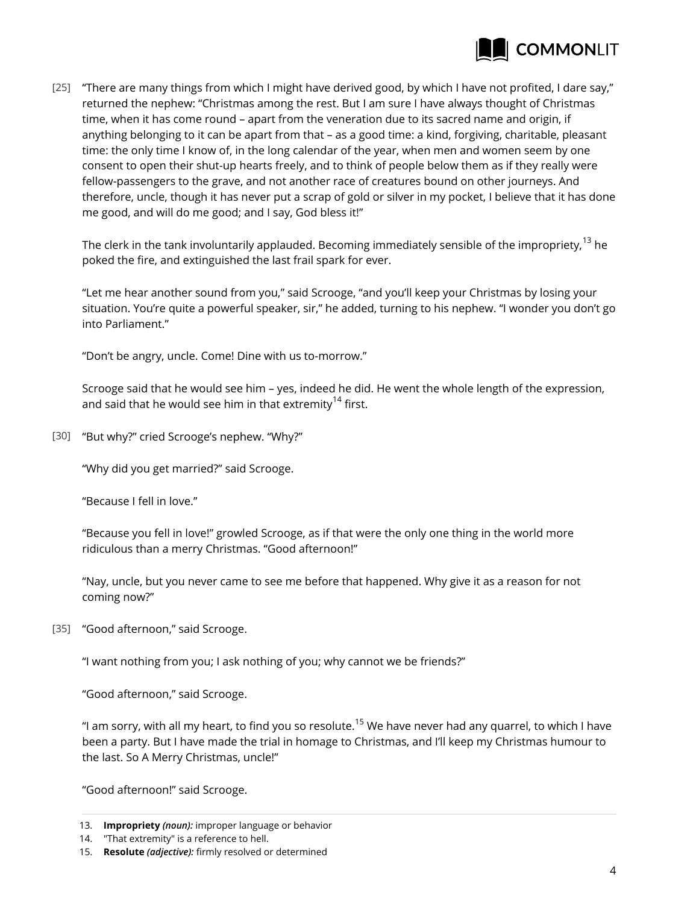[25] "There are many things from which I might have derived good, by which I have not profited, I dare say," returned the nephew: "Christmas among the rest. But I am sure I have always thought of Christmas time, when it has come round – apart from the veneration due to its sacred name and origin, if anything belonging to it can be apart from that – as a good time: a kind, forgiving, charitable, pleasant time: the only time I know of, in the long calendar of the year, when men and women seem by one consent to open their shut-up hearts freely, and to think of people below them as if they really were fellow-passengers to the grave, and not another race of creatures bound on other journeys. And therefore, uncle, though it has never put a scrap of gold or silver in my pocket, I believe that it has done me good, and will do me good; and I say, God bless it!"

The clerk in the tank involuntarily applauded. Becoming immediately sensible of the impropriety,[13] he poked the fire, and extinguished the last frail spark for ever.

"Let me hear another sound from you," said Scrooge, "and you'll keep your Christmas by losing your situation. You're quite a powerful speaker, sir," he added, turning to his nephew. "I wonder you don't go into Parliament."

"Don't be angry, uncle. Come! Dine with us to-morrow."

Scrooge said that he would see him – yes, indeed he did. He went the whole length of the expression, and said that he would see him in that extremity[14] first.

[30] "But why?" cried Scrooge's nephew. "Why?"

"Why did you get married?" said Scrooge.

"Because I fell in love."

"Because you fell in love!" growled Scrooge, as if that were the only one thing in the world more ridiculous than a merry Christmas. "Good afternoon!"

"Nay, uncle, but you never came to see me before that happened. Why give it as a reason for not coming now?"

[35] "Good afternoon," said Scrooge.

"I want nothing from you; I ask nothing of you; why cannot we be friends?"

"Good afternoon," said Scrooge.

"I am sorry, with all my heart, to find you so resolute.[15] We have never had any quarrel, to which I have been a party. But I have made the trial in homage to Christmas, and I'll keep my Christmas humour to the last. So A Merry Christmas, uncle!"

"Good afternoon!" said Scrooge.

---

13. **Impropriety** *(noun):* improper language or behavior
14. "That extremity" is a reference to hell.
15. **Resolute** *(adjective):* firmly resolved or determined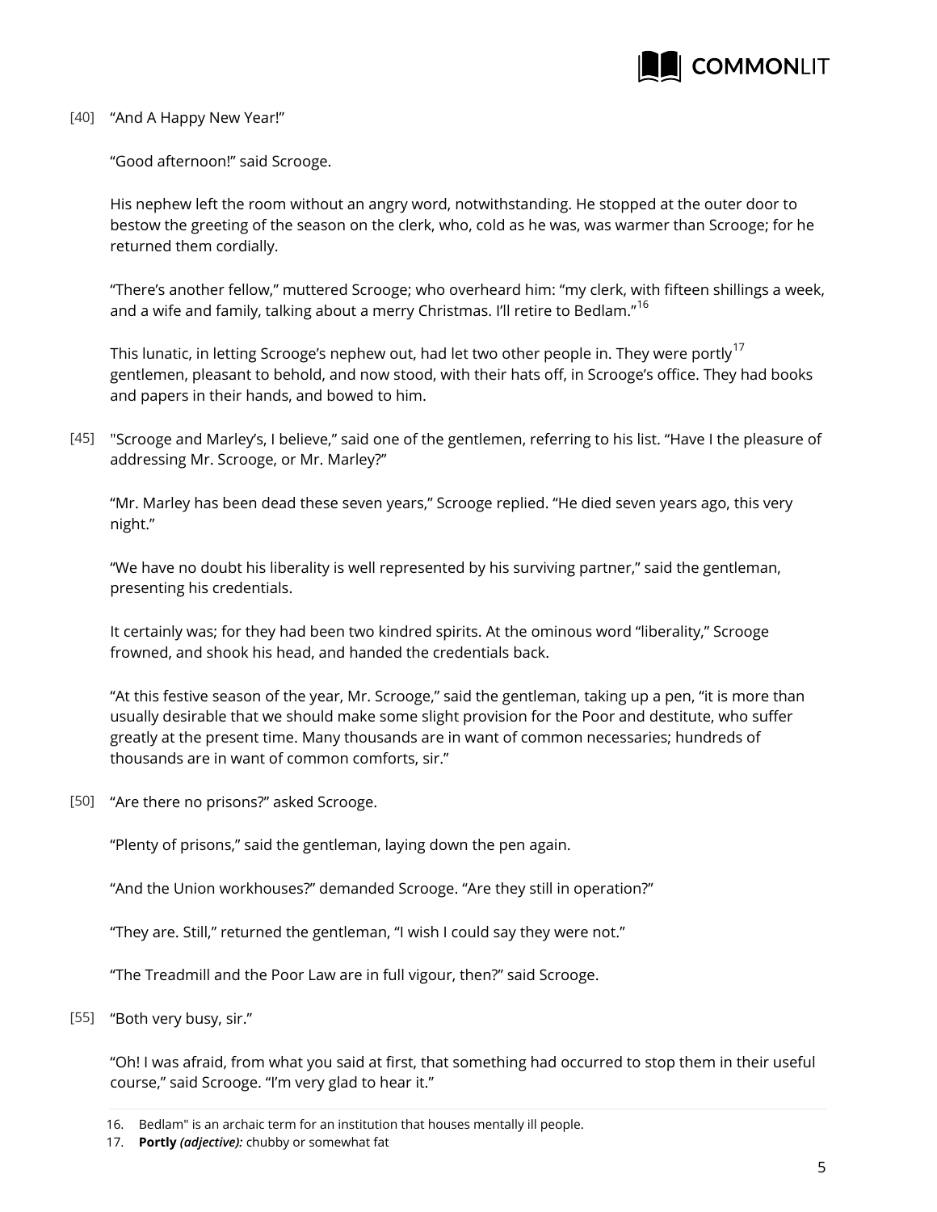[40] "And A Happy New Year!"

"Good afternoon!" said Scrooge.

His nephew left the room without an angry word, notwithstanding. He stopped at the outer door to bestow the greeting of the season on the clerk, who, cold as he was, was warmer than Scrooge; for he returned them cordially.

"There's another fellow," muttered Scrooge; who overheard him: "my clerk, with fifteen shillings a week, and a wife and family, talking about a merry Christmas. I'll retire to Bedlam."[16]

This lunatic, in letting Scrooge's nephew out, had let two other people in. They were portly[17] gentlemen, pleasant to behold, and now stood, with their hats off, in Scrooge's office. They had books and papers in their hands, and bowed to him.

[45] "Scrooge and Marley's, I believe," said one of the gentlemen, referring to his list. "Have I the pleasure of addressing Mr. Scrooge, or Mr. Marley?"

"Mr. Marley has been dead these seven years," Scrooge replied. "He died seven years ago, this very night."

"We have no doubt his liberality is well represented by his surviving partner," said the gentleman, presenting his credentials.

It certainly was; for they had been two kindred spirits. At the ominous word "liberality," Scrooge frowned, and shook his head, and handed the credentials back.

"At this festive season of the year, Mr. Scrooge," said the gentleman, taking up a pen, "it is more than usually desirable that we should make some slight provision for the Poor and destitute, who suffer greatly at the present time. Many thousands are in want of common necessaries; hundreds of thousands are in want of common comforts, sir."

[50] "Are there no prisons?" asked Scrooge.

"Plenty of prisons," said the gentleman, laying down the pen again.

"And the Union workhouses?" demanded Scrooge. "Are they still in operation?"

"They are. Still," returned the gentleman, "I wish I could say they were not."

"The Treadmill and the Poor Law are in full vigour, then?" said Scrooge.

[55] "Both very busy, sir."

"Oh! I was afraid, from what you said at first, that something had occurred to stop them in their useful course," said Scrooge. "I'm very glad to hear it."

---

16. Bedlam" is an archaic term for an institution that houses mentally ill people.
17. **Portly** *(adjective):* chubby or somewhat fat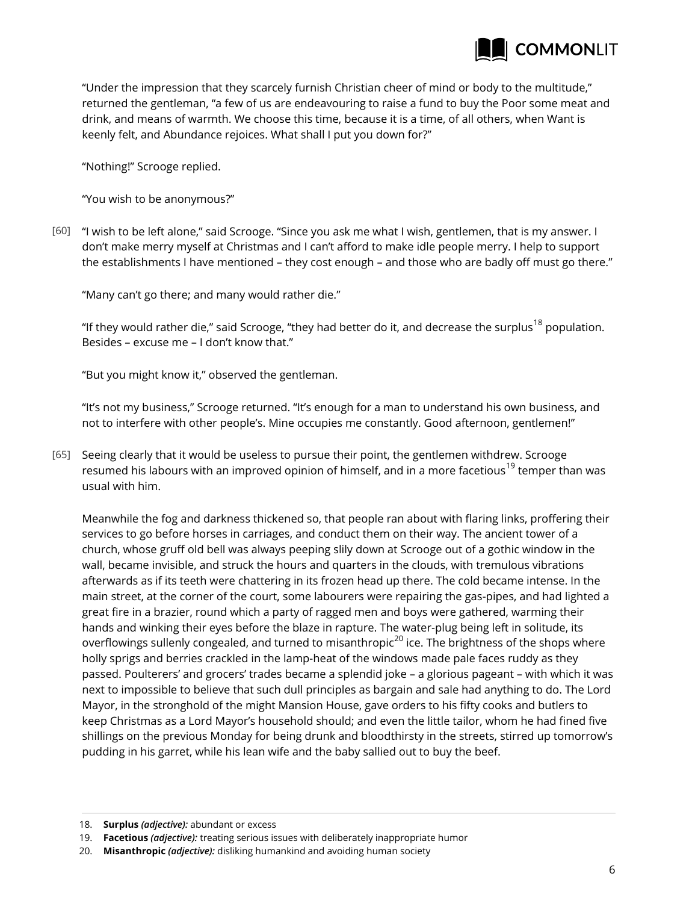"Under the impression that they scarcely furnish Christian cheer of mind or body to the multitude," returned the gentleman, "a few of us are endeavouring to raise a fund to buy the Poor some meat and drink, and means of warmth. We choose this time, because it is a time, of all others, when Want is keenly felt, and Abundance rejoices. What shall I put you down for?"

"Nothing!" Scrooge replied.

"You wish to be anonymous?"

[60] "I wish to be left alone," said Scrooge. "Since you ask me what I wish, gentlemen, that is my answer. I don't make merry myself at Christmas and I can't afford to make idle people merry. I help to support the establishments I have mentioned – they cost enough – and those who are badly off must go there."

"Many can't go there; and many would rather die."

"If they would rather die," said Scrooge, "they had better do it, and decrease the surplus[18] population. Besides – excuse me – I don't know that."

"But you might know it," observed the gentleman.

"It's not my business," Scrooge returned. "It's enough for a man to understand his own business, and not to interfere with other people's. Mine occupies me constantly. Good afternoon, gentlemen!"

[65] Seeing clearly that it would be useless to pursue their point, the gentlemen withdrew. Scrooge resumed his labours with an improved opinion of himself, and in a more facetious[19] temper than was usual with him.

Meanwhile the fog and darkness thickened so, that people ran about with flaring links, proffering their services to go before horses in carriages, and conduct them on their way. The ancient tower of a church, whose gruff old bell was always peeping slily down at Scrooge out of a gothic window in the wall, became invisible, and struck the hours and quarters in the clouds, with tremulous vibrations afterwards as if its teeth were chattering in its frozen head up there. The cold became intense. In the main street, at the corner of the court, some labourers were repairing the gas-pipes, and had lighted a great fire in a brazier, round which a party of ragged men and boys were gathered, warming their hands and winking their eyes before the blaze in rapture. The water-plug being left in solitude, its overflowings sullenly congealed, and turned to misanthropic[20] ice. The brightness of the shops where holly sprigs and berries crackled in the lamp-heat of the windows made pale faces ruddy as they passed. Poulterers' and grocers' trades became a splendid joke – a glorious pageant – with which it was next to impossible to believe that such dull principles as bargain and sale had anything to do. The Lord Mayor, in the stronghold of the might Mansion House, gave orders to his fifty cooks and butlers to keep Christmas as a Lord Mayor's household should; and even the little tailor, whom he had fined five shillings on the previous Monday for being drunk and bloodthirsty in the streets, stirred up tomorrow's pudding in his garret, while his lean wife and the baby sallied out to buy the beef.

---

18. **Surplus** *(adjective):* abundant or excess
19. **Facetious** *(adjective):* treating serious issues with deliberately inappropriate humor
20. **Misanthropic** *(adjective):* disliking humankind and avoiding human society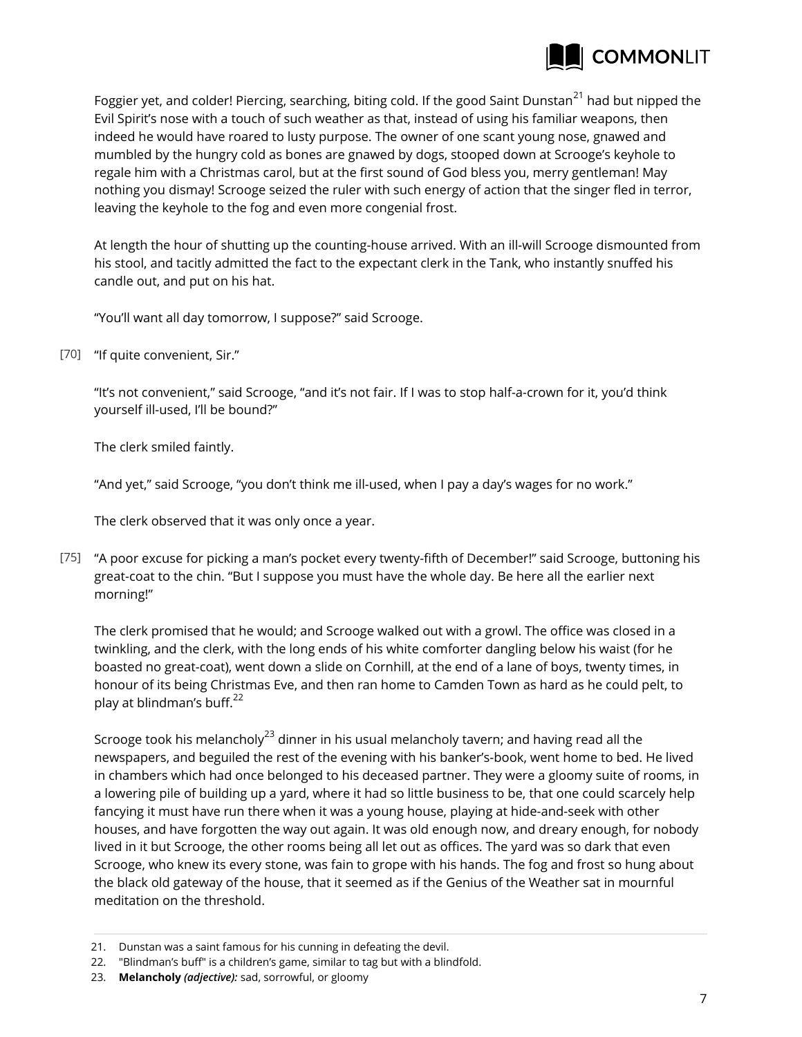Foggier yet, and colder! Piercing, searching, biting cold. If the good Saint Dunstan[21] had but nipped the Evil Spirit's nose with a touch of such weather as that, instead of using his familiar weapons, then indeed he would have roared to lusty purpose. The owner of one scant young nose, gnawed and mumbled by the hungry cold as bones are gnawed by dogs, stooped down at Scrooge's keyhole to regale him with a Christmas carol, but at the first sound of God bless you, merry gentleman! May nothing you dismay! Scrooge seized the ruler with such energy of action that the singer fled in terror, leaving the keyhole to the fog and even more congenial frost.

At length the hour of shutting up the counting-house arrived. With an ill-will Scrooge dismounted from his stool, and tacitly admitted the fact to the expectant clerk in the Tank, who instantly snuffed his candle out, and put on his hat.

"You'll want all day tomorrow, I suppose?" said Scrooge.

[70] "If quite convenient, Sir."

"It's not convenient," said Scrooge, "and it's not fair. If I was to stop half-a-crown for it, you'd think yourself ill-used, I'll be bound?"

The clerk smiled faintly.

"And yet," said Scrooge, "you don't think me ill-used, when I pay a day's wages for no work."

The clerk observed that it was only once a year.

[75] "A poor excuse for picking a man's pocket every twenty-fifth of December!" said Scrooge, buttoning his great-coat to the chin. "But I suppose you must have the whole day. Be here all the earlier next morning!"

The clerk promised that he would; and Scrooge walked out with a growl. The office was closed in a twinkling, and the clerk, with the long ends of his white comforter dangling below his waist (for he boasted no great-coat), went down a slide on Cornhill, at the end of a lane of boys, twenty times, in honour of its being Christmas Eve, and then ran home to Camden Town as hard as he could pelt, to play at blindman's buff.[22]

Scrooge took his melancholy[23] dinner in his usual melancholy tavern; and having read all the newspapers, and beguiled the rest of the evening with his banker's-book, went home to bed. He lived in chambers which had once belonged to his deceased partner. They were a gloomy suite of rooms, in a lowering pile of building up a yard, where it had so little business to be, that one could scarcely help fancying it must have run there when it was a young house, playing at hide-and-seek with other houses, and have forgotten the way out again. It was old enough now, and dreary enough, for nobody lived in it but Scrooge, the other rooms being all let out as offices. The yard was so dark that even Scrooge, who knew its every stone, was fain to grope with his hands. The fog and frost so hung about the black old gateway of the house, that it seemed as if the Genius of the Weather sat in mournful meditation on the threshold.

---

21. Dunstan was a saint famous for his cunning in defeating the devil.
22. "Blindman's buff" is a children's game, similar to tag but with a blindfold.
23. **Melancholy** ***(adjective):*** sad, sorrowful, or gloomy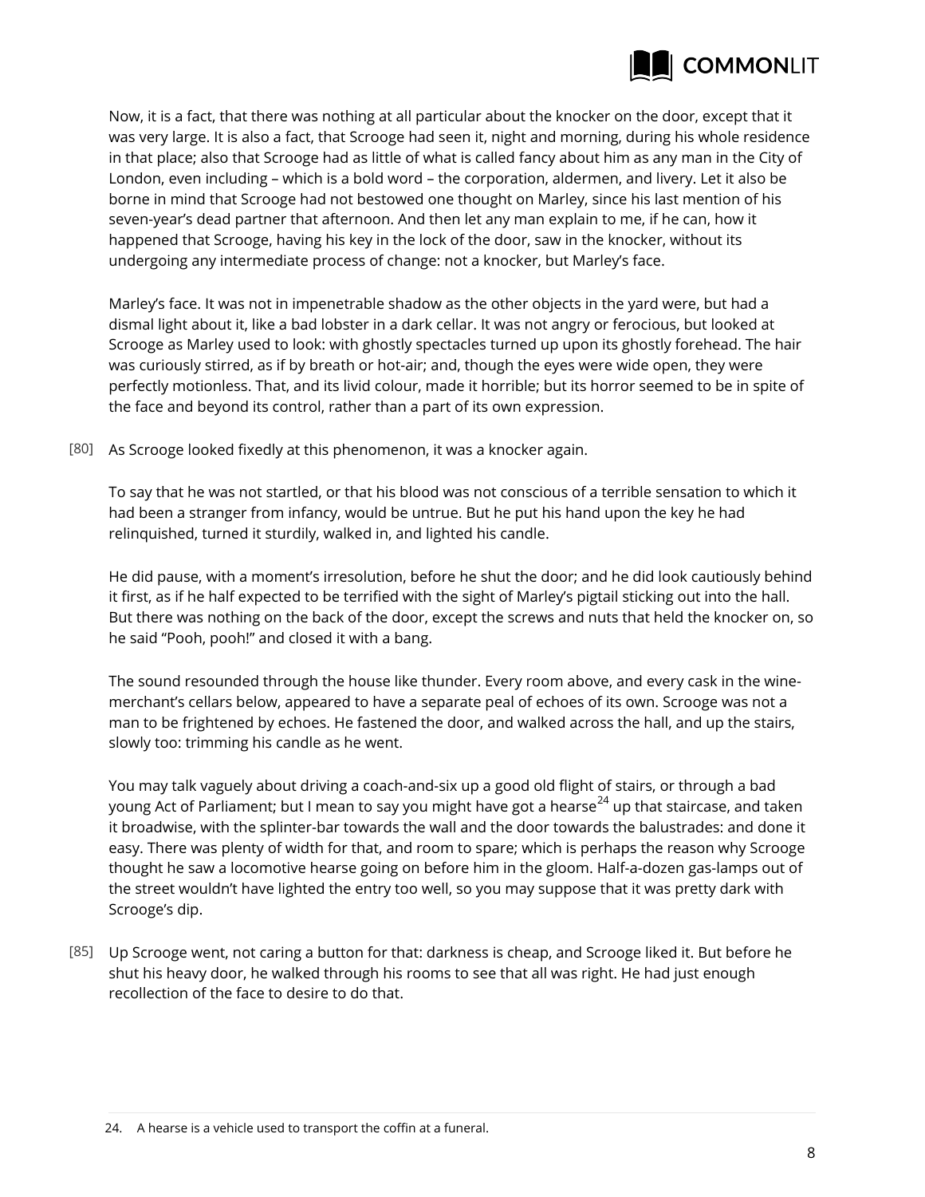Now, it is a fact, that there was nothing at all particular about the knocker on the door, except that it was very large. It is also a fact, that Scrooge had seen it, night and morning, during his whole residence in that place; also that Scrooge had as little of what is called fancy about him as any man in the City of London, even including – which is a bold word – the corporation, aldermen, and livery. Let it also be borne in mind that Scrooge had not bestowed one thought on Marley, since his last mention of his seven-year's dead partner that afternoon. And then let any man explain to me, if he can, how it happened that Scrooge, having his key in the lock of the door, saw in the knocker, without its undergoing any intermediate process of change: not a knocker, but Marley's face.

Marley's face. It was not in impenetrable shadow as the other objects in the yard were, but had a dismal light about it, like a bad lobster in a dark cellar. It was not angry or ferocious, but looked at Scrooge as Marley used to look: with ghostly spectacles turned up upon its ghostly forehead. The hair was curiously stirred, as if by breath or hot-air; and, though the eyes were wide open, they were perfectly motionless. That, and its livid colour, made it horrible; but its horror seemed to be in spite of the face and beyond its control, rather than a part of its own expression.

[80] As Scrooge looked fixedly at this phenomenon, it was a knocker again.

To say that he was not startled, or that his blood was not conscious of a terrible sensation to which it had been a stranger from infancy, would be untrue. But he put his hand upon the key he had relinquished, turned it sturdily, walked in, and lighted his candle.

He did pause, with a moment's irresolution, before he shut the door; and he did look cautiously behind it first, as if he half expected to be terrified with the sight of Marley's pigtail sticking out into the hall. But there was nothing on the back of the door, except the screws and nuts that held the knocker on, so he said "Pooh, pooh!" and closed it with a bang.

The sound resounded through the house like thunder. Every room above, and every cask in the wine-merchant's cellars below, appeared to have a separate peal of echoes of its own. Scrooge was not a man to be frightened by echoes. He fastened the door, and walked across the hall, and up the stairs, slowly too: trimming his candle as he went.

You may talk vaguely about driving a coach-and-six up a good old flight of stairs, or through a bad young Act of Parliament; but I mean to say you might have got a hearse[24] up that staircase, and taken it broadwise, with the splinter-bar towards the wall and the door towards the balustrades: and done it easy. There was plenty of width for that, and room to spare; which is perhaps the reason why Scrooge thought he saw a locomotive hearse going on before him in the gloom. Half-a-dozen gas-lamps out of the street wouldn't have lighted the entry too well, so you may suppose that it was pretty dark with Scrooge's dip.

[85] Up Scrooge went, not caring a button for that: darkness is cheap, and Scrooge liked it. But before he shut his heavy door, he walked through his rooms to see that all was right. He had just enough recollection of the face to desire to do that.

24. A hearse is a vehicle used to transport the coffin at a funeral.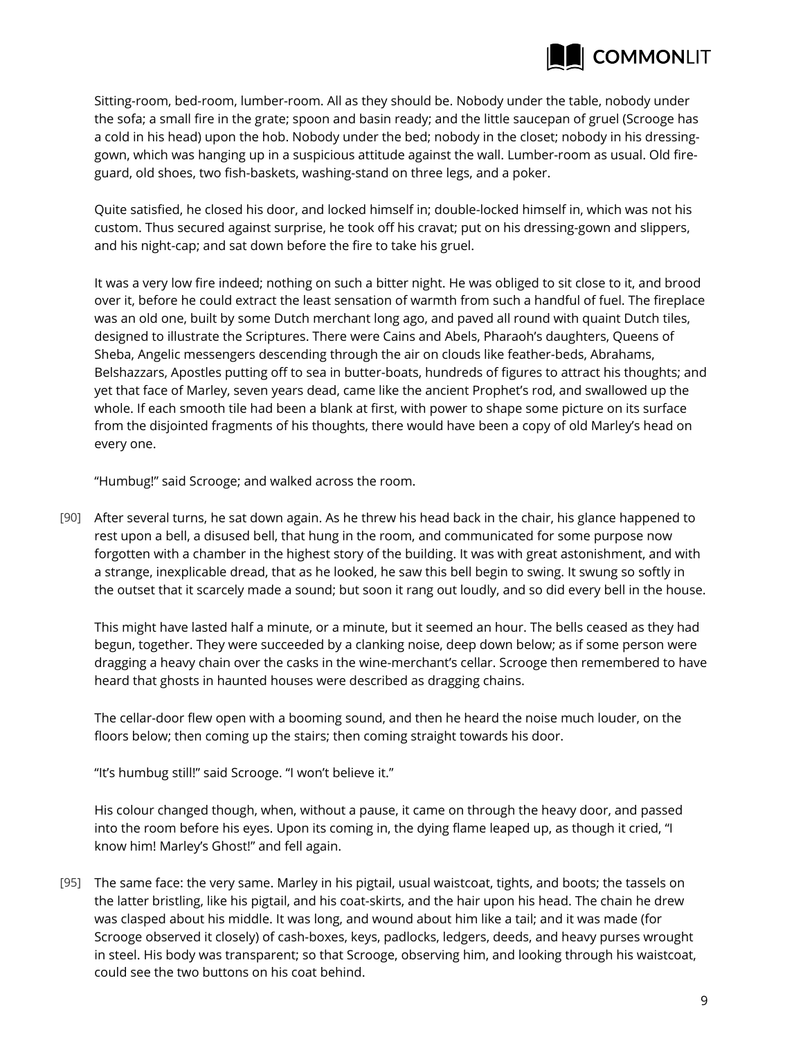Sitting-room, bed-room, lumber-room. All as they should be. Nobody under the table, nobody under the sofa; a small fire in the grate; spoon and basin ready; and the little saucepan of gruel (Scrooge has a cold in his head) upon the hob. Nobody under the bed; nobody in the closet; nobody in his dressing-gown, which was hanging up in a suspicious attitude against the wall. Lumber-room as usual. Old fire-guard, old shoes, two fish-baskets, washing-stand on three legs, and a poker.

Quite satisfied, he closed his door, and locked himself in; double-locked himself in, which was not his custom. Thus secured against surprise, he took off his cravat; put on his dressing-gown and slippers, and his night-cap; and sat down before the fire to take his gruel.

It was a very low fire indeed; nothing on such a bitter night. He was obliged to sit close to it, and brood over it, before he could extract the least sensation of warmth from such a handful of fuel. The fireplace was an old one, built by some Dutch merchant long ago, and paved all round with quaint Dutch tiles, designed to illustrate the Scriptures. There were Cains and Abels, Pharaoh's daughters, Queens of Sheba, Angelic messengers descending through the air on clouds like feather-beds, Abrahams, Belshazzars, Apostles putting off to sea in butter-boats, hundreds of figures to attract his thoughts; and yet that face of Marley, seven years dead, came like the ancient Prophet's rod, and swallowed up the whole. If each smooth tile had been a blank at first, with power to shape some picture on its surface from the disjointed fragments of his thoughts, there would have been a copy of old Marley's head on every one.

"Humbug!" said Scrooge; and walked across the room.

[90] After several turns, he sat down again. As he threw his head back in the chair, his glance happened to rest upon a bell, a disused bell, that hung in the room, and communicated for some purpose now forgotten with a chamber in the highest story of the building. It was with great astonishment, and with a strange, inexplicable dread, that as he looked, he saw this bell begin to swing. It swung so softly in the outset that it scarcely made a sound; but soon it rang out loudly, and so did every bell in the house.

This might have lasted half a minute, or a minute, but it seemed an hour. The bells ceased as they had begun, together. They were succeeded by a clanking noise, deep down below; as if some person were dragging a heavy chain over the casks in the wine-merchant's cellar. Scrooge then remembered to have heard that ghosts in haunted houses were described as dragging chains.

The cellar-door flew open with a booming sound, and then he heard the noise much louder, on the floors below; then coming up the stairs; then coming straight towards his door.

"It's humbug still!" said Scrooge. "I won't believe it."

His colour changed though, when, without a pause, it came on through the heavy door, and passed into the room before his eyes. Upon its coming in, the dying flame leaped up, as though it cried, "I know him! Marley's Ghost!" and fell again.

[95] The same face: the very same. Marley in his pigtail, usual waistcoat, tights, and boots; the tassels on the latter bristling, like his pigtail, and his coat-skirts, and the hair upon his head. The chain he drew was clasped about his middle. It was long, and wound about him like a tail; and it was made (for Scrooge observed it closely) of cash-boxes, keys, padlocks, ledgers, deeds, and heavy purses wrought in steel. His body was transparent; so that Scrooge, observing him, and looking through his waistcoat, could see the two buttons on his coat behind.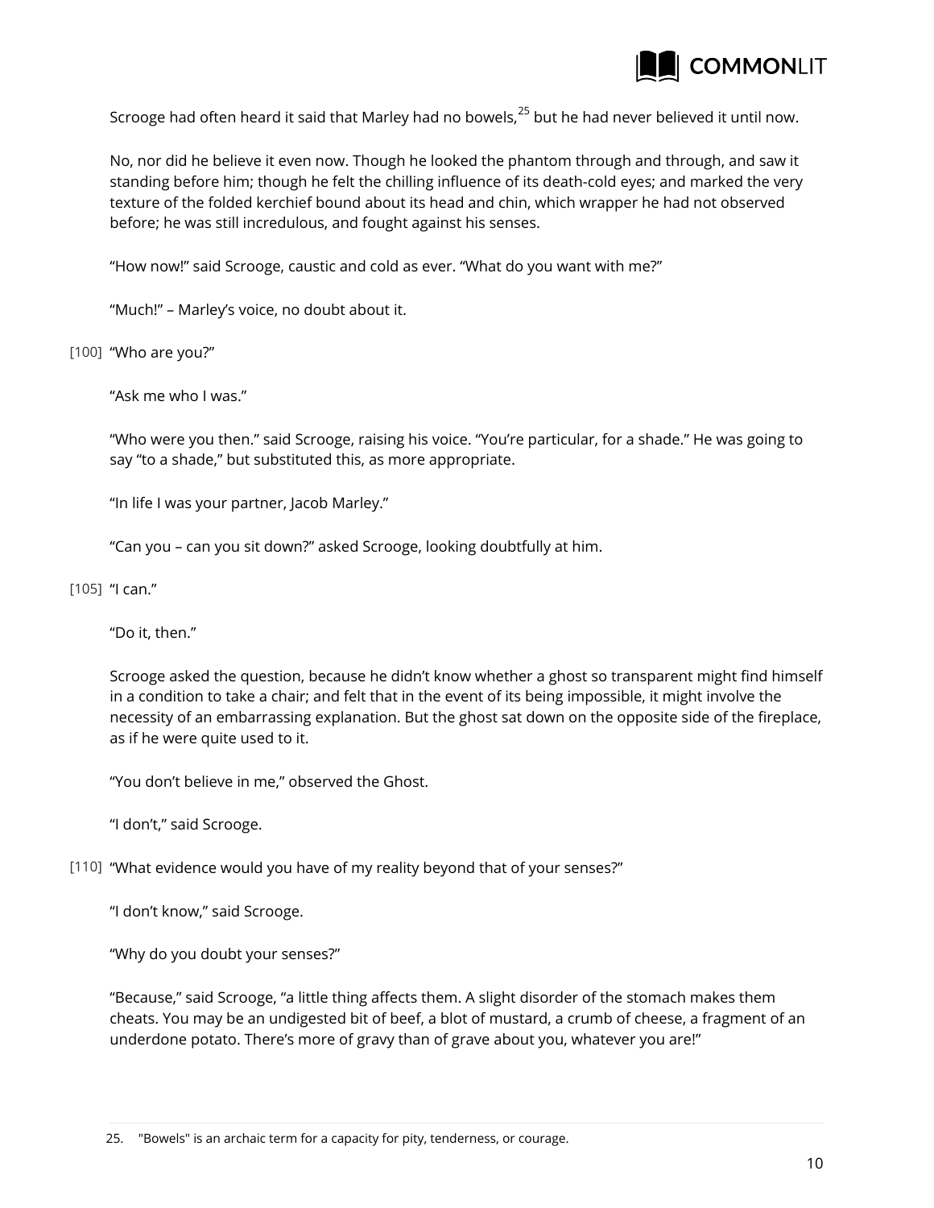Scrooge had often heard it said that Marley had no bowels,[25] but he had never believed it until now.

No, nor did he believe it even now. Though he looked the phantom through and through, and saw it standing before him; though he felt the chilling influence of its death-cold eyes; and marked the very texture of the folded kerchief bound about its head and chin, which wrapper he had not observed before; he was still incredulous, and fought against his senses.

"How now!" said Scrooge, caustic and cold as ever. "What do you want with me?"

"Much!" – Marley's voice, no doubt about it.

[100] "Who are you?"

"Ask me who I was."

"Who were you then." said Scrooge, raising his voice. "You're particular, for a shade." He was going to say "to a shade," but substituted this, as more appropriate.

"In life I was your partner, Jacob Marley."

"Can you – can you sit down?" asked Scrooge, looking doubtfully at him.

[105] "I can."

"Do it, then."

Scrooge asked the question, because he didn't know whether a ghost so transparent might find himself in a condition to take a chair; and felt that in the event of its being impossible, it might involve the necessity of an embarrassing explanation. But the ghost sat down on the opposite side of the fireplace, as if he were quite used to it.

"You don't believe in me," observed the Ghost.

"I don't," said Scrooge.

[110] "What evidence would you have of my reality beyond that of your senses?"

"I don't know," said Scrooge.

"Why do you doubt your senses?"

"Because," said Scrooge, "a little thing affects them. A slight disorder of the stomach makes them cheats. You may be an undigested bit of beef, a blot of mustard, a crumb of cheese, a fragment of an underdone potato. There's more of gravy than of grave about you, whatever you are!"

25. "Bowels" is an archaic term for a capacity for pity, tenderness, or courage.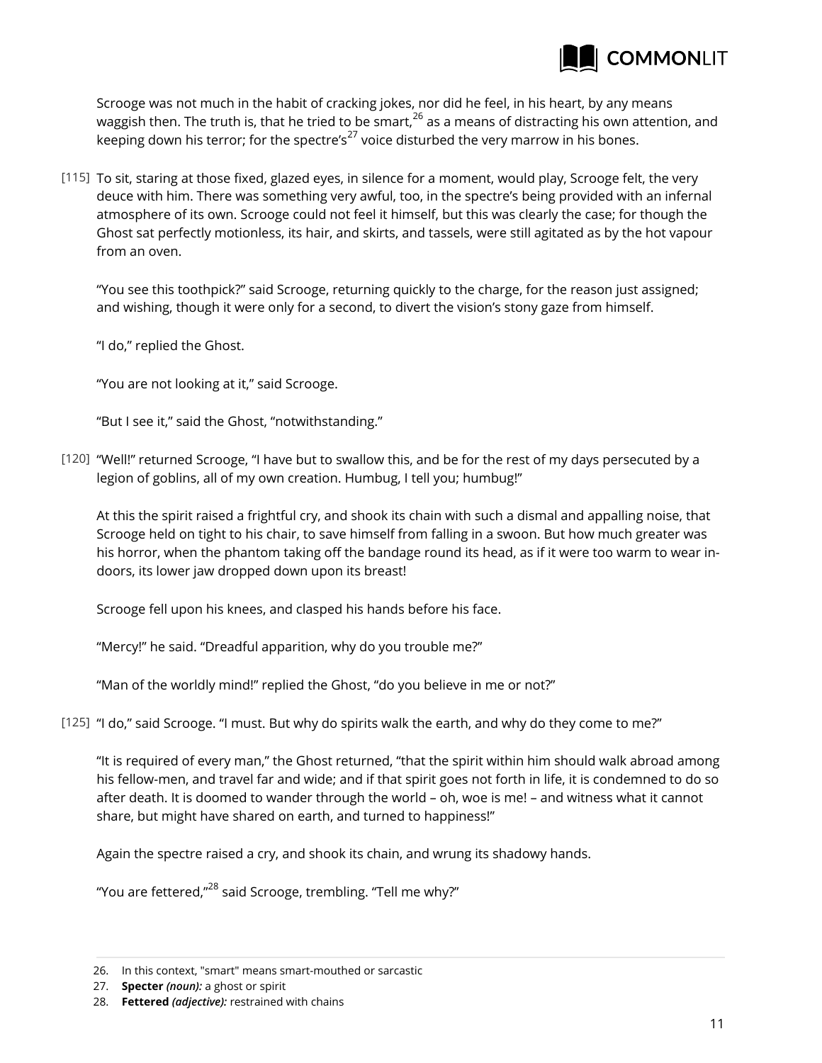Scrooge was not much in the habit of cracking jokes, nor did he feel, in his heart, by any means waggish then. The truth is, that he tried to be smart,[26] as a means of distracting his own attention, and keeping down his terror; for the spectre's[27] voice disturbed the very marrow in his bones.

[115] To sit, staring at those fixed, glazed eyes, in silence for a moment, would play, Scrooge felt, the very deuce with him. There was something very awful, too, in the spectre's being provided with an infernal atmosphere of its own. Scrooge could not feel it himself, but this was clearly the case; for though the Ghost sat perfectly motionless, its hair, and skirts, and tassels, were still agitated as by the hot vapour from an oven.

"You see this toothpick?" said Scrooge, returning quickly to the charge, for the reason just assigned; and wishing, though it were only for a second, to divert the vision's stony gaze from himself.

"I do," replied the Ghost.

"You are not looking at it," said Scrooge.

"But I see it," said the Ghost, "notwithstanding."

[120] "Well!" returned Scrooge, "I have but to swallow this, and be for the rest of my days persecuted by a legion of goblins, all of my own creation. Humbug, I tell you; humbug!"

At this the spirit raised a frightful cry, and shook its chain with such a dismal and appalling noise, that Scrooge held on tight to his chair, to save himself from falling in a swoon. But how much greater was his horror, when the phantom taking off the bandage round its head, as if it were too warm to wear in-doors, its lower jaw dropped down upon its breast!

Scrooge fell upon his knees, and clasped his hands before his face.

"Mercy!" he said. "Dreadful apparition, why do you trouble me?"

"Man of the worldly mind!" replied the Ghost, "do you believe in me or not?"

[125] "I do," said Scrooge. "I must. But why do spirits walk the earth, and why do they come to me?"

"It is required of every man," the Ghost returned, "that the spirit within him should walk abroad among his fellow-men, and travel far and wide; and if that spirit goes not forth in life, it is condemned to do so after death. It is doomed to wander through the world – oh, woe is me! – and witness what it cannot share, but might have shared on earth, and turned to happiness!"

Again the spectre raised a cry, and shook its chain, and wrung its shadowy hands.

"You are fettered,"[28] said Scrooge, trembling. "Tell me why?"

---

26. In this context, "smart" means smart-mouthed or sarcastic
27. **Specter** *(noun):* a ghost or spirit
28. **Fettered** *(adjective):* restrained with chains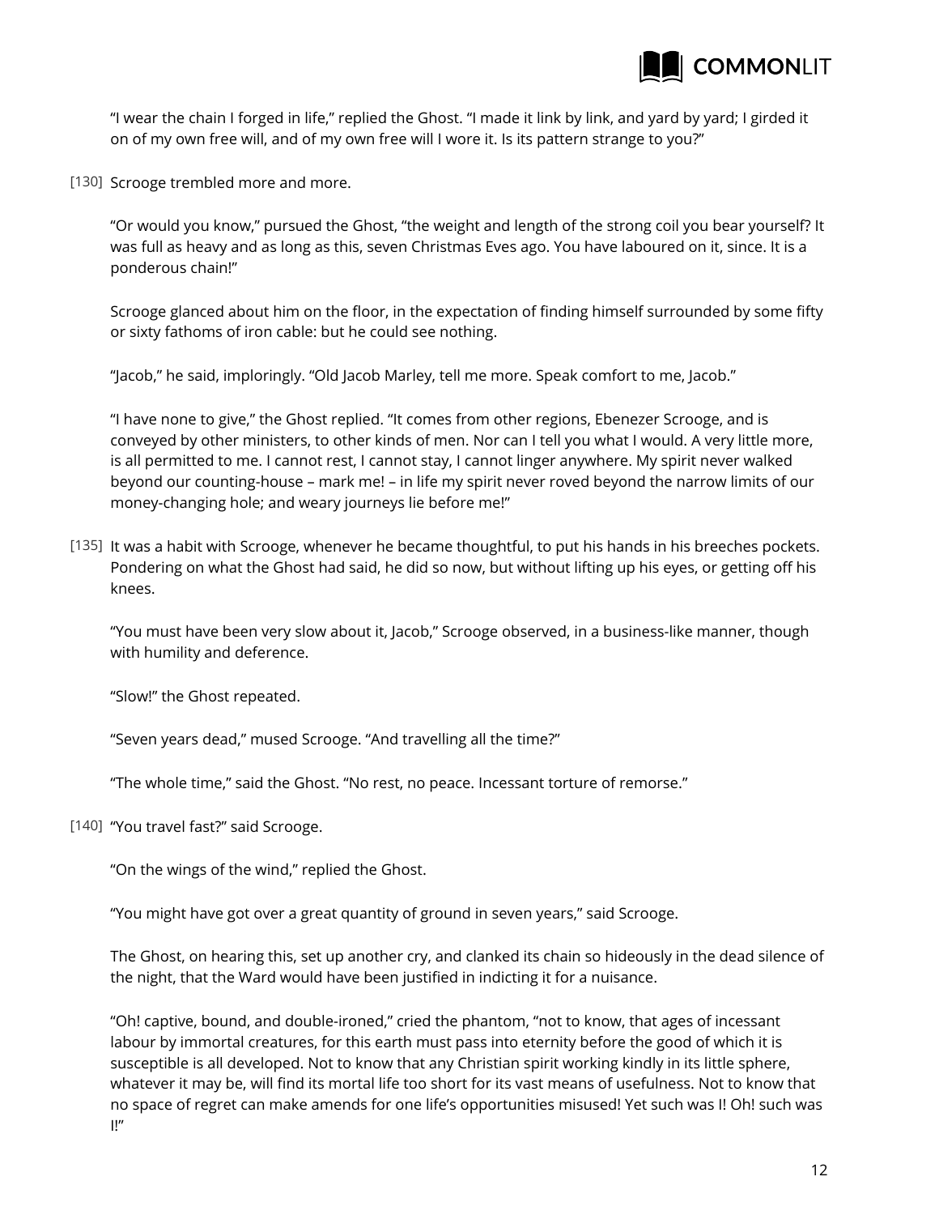"I wear the chain I forged in life," replied the Ghost. "I made it link by link, and yard by yard; I girded it on of my own free will, and of my own free will I wore it. Is its pattern strange to you?"

[130] Scrooge trembled more and more.

"Or would you know," pursued the Ghost, "the weight and length of the strong coil you bear yourself? It was full as heavy and as long as this, seven Christmas Eves ago. You have laboured on it, since. It is a ponderous chain!"

Scrooge glanced about him on the floor, in the expectation of finding himself surrounded by some fifty or sixty fathoms of iron cable: but he could see nothing.

"Jacob," he said, imploringly. "Old Jacob Marley, tell me more. Speak comfort to me, Jacob."

"I have none to give," the Ghost replied. "It comes from other regions, Ebenezer Scrooge, and is conveyed by other ministers, to other kinds of men. Nor can I tell you what I would. A very little more, is all permitted to me. I cannot rest, I cannot stay, I cannot linger anywhere. My spirit never walked beyond our counting-house – mark me! – in life my spirit never roved beyond the narrow limits of our money-changing hole; and weary journeys lie before me!"

[135] It was a habit with Scrooge, whenever he became thoughtful, to put his hands in his breeches pockets. Pondering on what the Ghost had said, he did so now, but without lifting up his eyes, or getting off his knees.

"You must have been very slow about it, Jacob," Scrooge observed, in a business-like manner, though with humility and deference.

"Slow!" the Ghost repeated.

"Seven years dead," mused Scrooge. "And travelling all the time?"

"The whole time," said the Ghost. "No rest, no peace. Incessant torture of remorse."

[140] "You travel fast?" said Scrooge.

"On the wings of the wind," replied the Ghost.

"You might have got over a great quantity of ground in seven years," said Scrooge.

The Ghost, on hearing this, set up another cry, and clanked its chain so hideously in the dead silence of the night, that the Ward would have been justified in indicting it for a nuisance.

"Oh! captive, bound, and double-ironed," cried the phantom, "not to know, that ages of incessant labour by immortal creatures, for this earth must pass into eternity before the good of which it is susceptible is all developed. Not to know that any Christian spirit working kindly in its little sphere, whatever it may be, will find its mortal life too short for its vast means of usefulness. Not to know that no space of regret can make amends for one life's opportunities misused! Yet such was I! Oh! such was I!"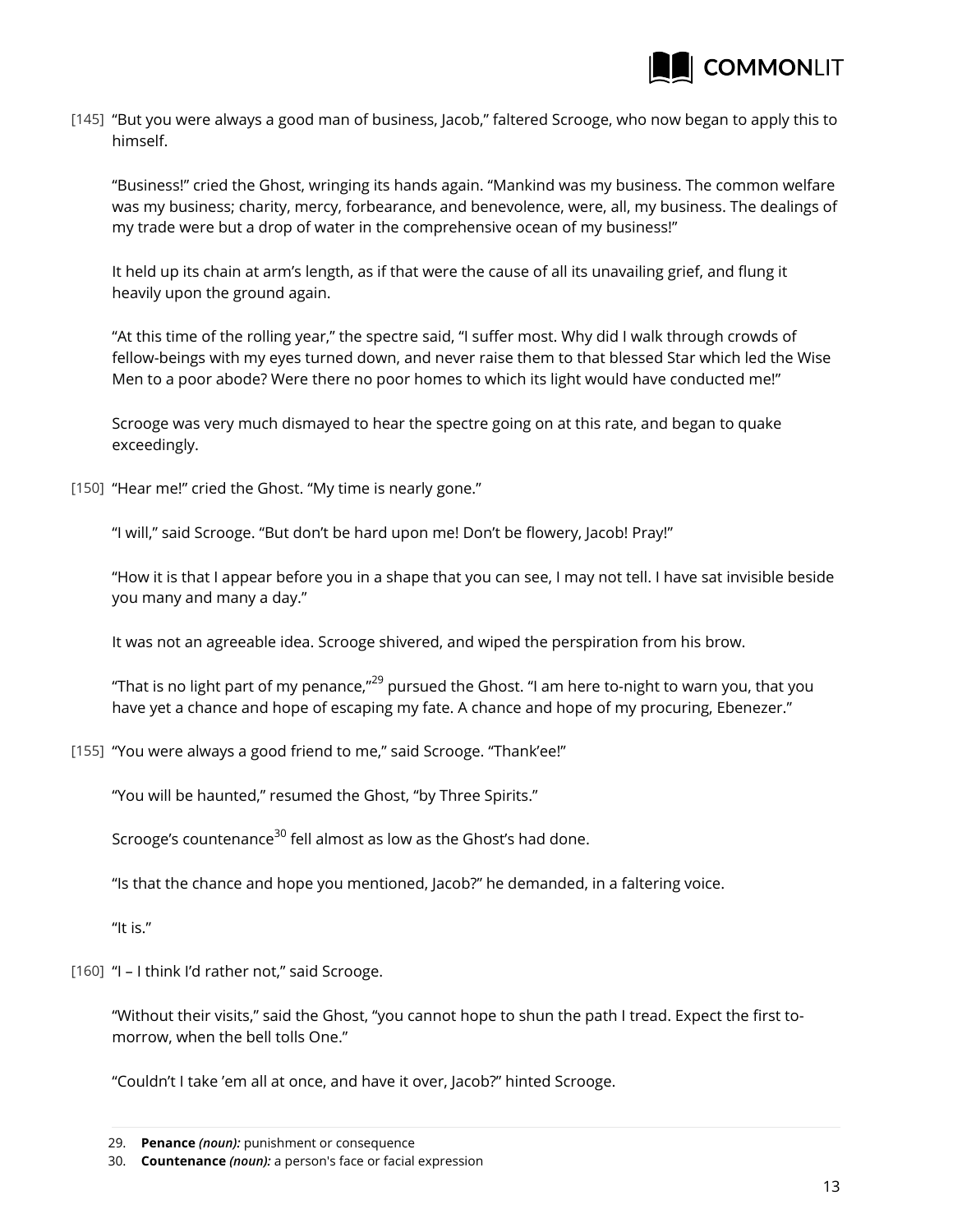[145] "But you were always a good man of business, Jacob," faltered Scrooge, who now began to apply this to himself.

"Business!" cried the Ghost, wringing its hands again. "Mankind was my business. The common welfare was my business; charity, mercy, forbearance, and benevolence, were, all, my business. The dealings of my trade were but a drop of water in the comprehensive ocean of my business!"

It held up its chain at arm's length, as if that were the cause of all its unavailing grief, and flung it heavily upon the ground again.

"At this time of the rolling year," the spectre said, "I suffer most. Why did I walk through crowds of fellow-beings with my eyes turned down, and never raise them to that blessed Star which led the Wise Men to a poor abode? Were there no poor homes to which its light would have conducted me!"

Scrooge was very much dismayed to hear the spectre going on at this rate, and began to quake exceedingly.

[150] "Hear me!" cried the Ghost. "My time is nearly gone."

"I will," said Scrooge. "But don't be hard upon me! Don't be flowery, Jacob! Pray!"

"How it is that I appear before you in a shape that you can see, I may not tell. I have sat invisible beside you many and many a day."

It was not an agreeable idea. Scrooge shivered, and wiped the perspiration from his brow.

"That is no light part of my penance,"[29] pursued the Ghost. "I am here to-night to warn you, that you have yet a chance and hope of escaping my fate. A chance and hope of my procuring, Ebenezer."

[155] "You were always a good friend to me," said Scrooge. "Thank'ee!"

"You will be haunted," resumed the Ghost, "by Three Spirits."

Scrooge's countenance[30] fell almost as low as the Ghost's had done.

"Is that the chance and hope you mentioned, Jacob?" he demanded, in a faltering voice.

"It is."

[160] "I – I think I'd rather not," said Scrooge.

"Without their visits," said the Ghost, "you cannot hope to shun the path I tread. Expect the first to-morrow, when the bell tolls One."

"Couldn't I take 'em all at once, and have it over, Jacob?" hinted Scrooge.

---

29. **Penance** *(noun):* punishment or consequence
30. **Countenance** *(noun):* a person's face or facial expression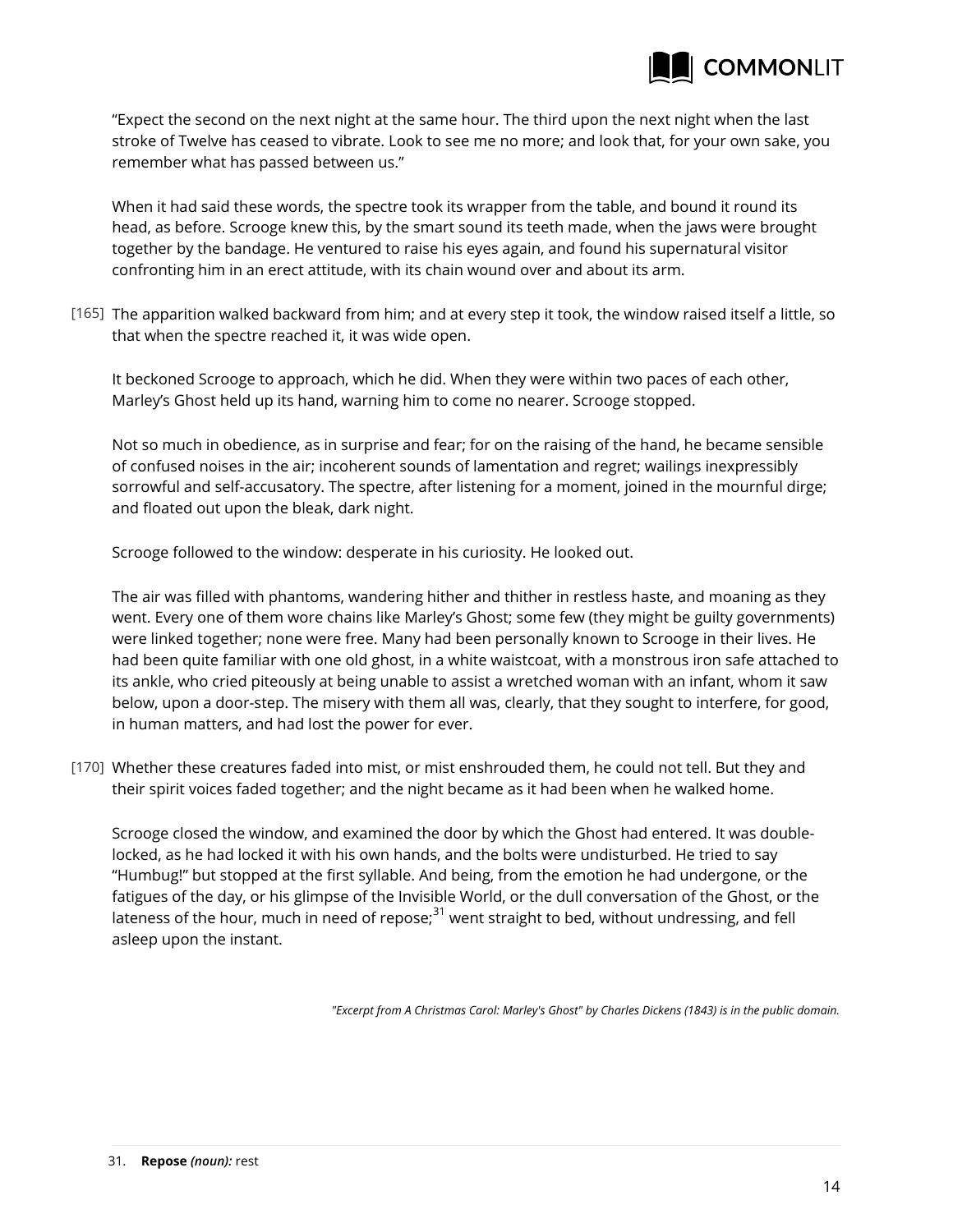"Expect the second on the next night at the same hour. The third upon the next night when the last stroke of Twelve has ceased to vibrate. Look to see me no more; and look that, for your own sake, you remember what has passed between us."

When it had said these words, the spectre took its wrapper from the table, and bound it round its head, as before. Scrooge knew this, by the smart sound its teeth made, when the jaws were brought together by the bandage. He ventured to raise his eyes again, and found his supernatural visitor confronting him in an erect attitude, with its chain wound over and about its arm.

[165] The apparition walked backward from him; and at every step it took, the window raised itself a little, so that when the spectre reached it, it was wide open.

It beckoned Scrooge to approach, which he did. When they were within two paces of each other, Marley's Ghost held up its hand, warning him to come no nearer. Scrooge stopped.

Not so much in obedience, as in surprise and fear; for on the raising of the hand, he became sensible of confused noises in the air; incoherent sounds of lamentation and regret; wailings inexpressibly sorrowful and self-accusatory. The spectre, after listening for a moment, joined in the mournful dirge; and floated out upon the bleak, dark night.

Scrooge followed to the window: desperate in his curiosity. He looked out.

The air was filled with phantoms, wandering hither and thither in restless haste, and moaning as they went. Every one of them wore chains like Marley's Ghost; some few (they might be guilty governments) were linked together; none were free. Many had been personally known to Scrooge in their lives. He had been quite familiar with one old ghost, in a white waistcoat, with a monstrous iron safe attached to its ankle, who cried piteously at being unable to assist a wretched woman with an infant, whom it saw below, upon a door-step. The misery with them all was, clearly, that they sought to interfere, for good, in human matters, and had lost the power for ever.

[170] Whether these creatures faded into mist, or mist enshrouded them, he could not tell. But they and their spirit voices faded together; and the night became as it had been when he walked home.

Scrooge closed the window, and examined the door by which the Ghost had entered. It was double-locked, as he had locked it with his own hands, and the bolts were undisturbed. He tried to say "Humbug!" but stopped at the first syllable. And being, from the emotion he had undergone, or the fatigues of the day, or his glimpse of the Invisible World, or the dull conversation of the Ghost, or the lateness of the hour, much in need of repose;[31] went straight to bed, without undressing, and fell asleep upon the instant.

*"Excerpt from A Christmas Carol: Marley's Ghost" by Charles Dickens (1843) is in the public domain.*

31. **Repose** ***(noun):*** rest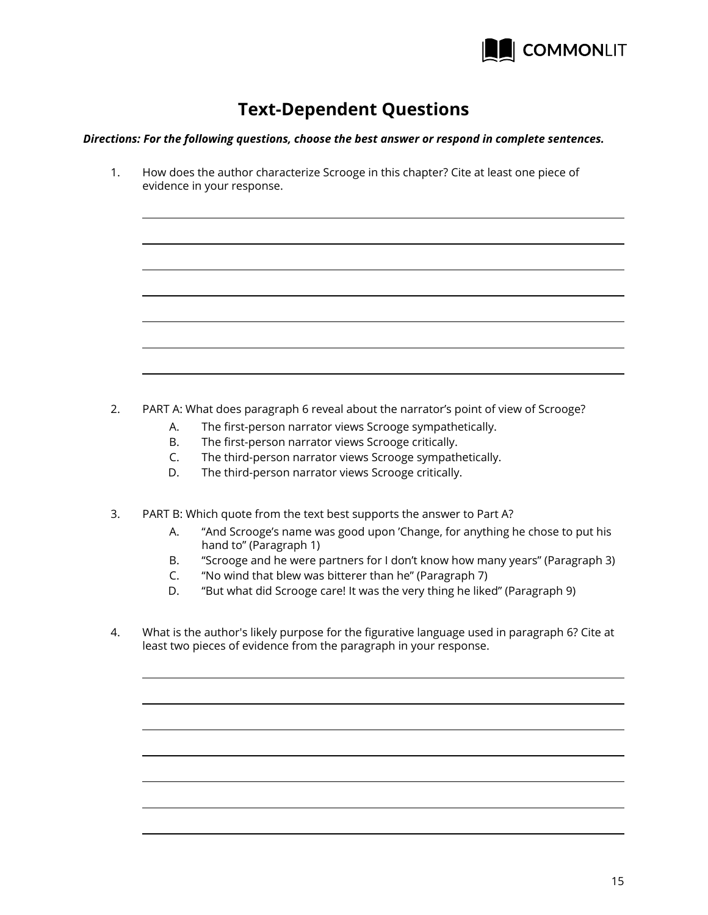# Text-Dependent Questions

***Directions: For the following questions, choose the best answer or respond in complete sentences.***

1. How does the author characterize Scrooge in this chapter? Cite at least one piece of evidence in your response.

2. PART A: What does paragraph 6 reveal about the narrator's point of view of Scrooge?
   - A. The first-person narrator views Scrooge sympathetically.
   - B. The first-person narrator views Scrooge critically.
   - C. The third-person narrator views Scrooge sympathetically.
   - D. The third-person narrator views Scrooge critically.

3. PART B: Which quote from the text best supports the answer to Part A?
   - A. "And Scrooge's name was good upon 'Change, for anything he chose to put his hand to" (Paragraph 1)
   - B. "Scrooge and he were partners for I don't know how many years" (Paragraph 3)
   - C. "No wind that blew was bitterer than he" (Paragraph 7)
   - D. "But what did Scrooge care! It was the very thing he liked" (Paragraph 9)

4. What is the author's likely purpose for the figurative language used in paragraph 6? Cite at least two pieces of evidence from the paragraph in your response.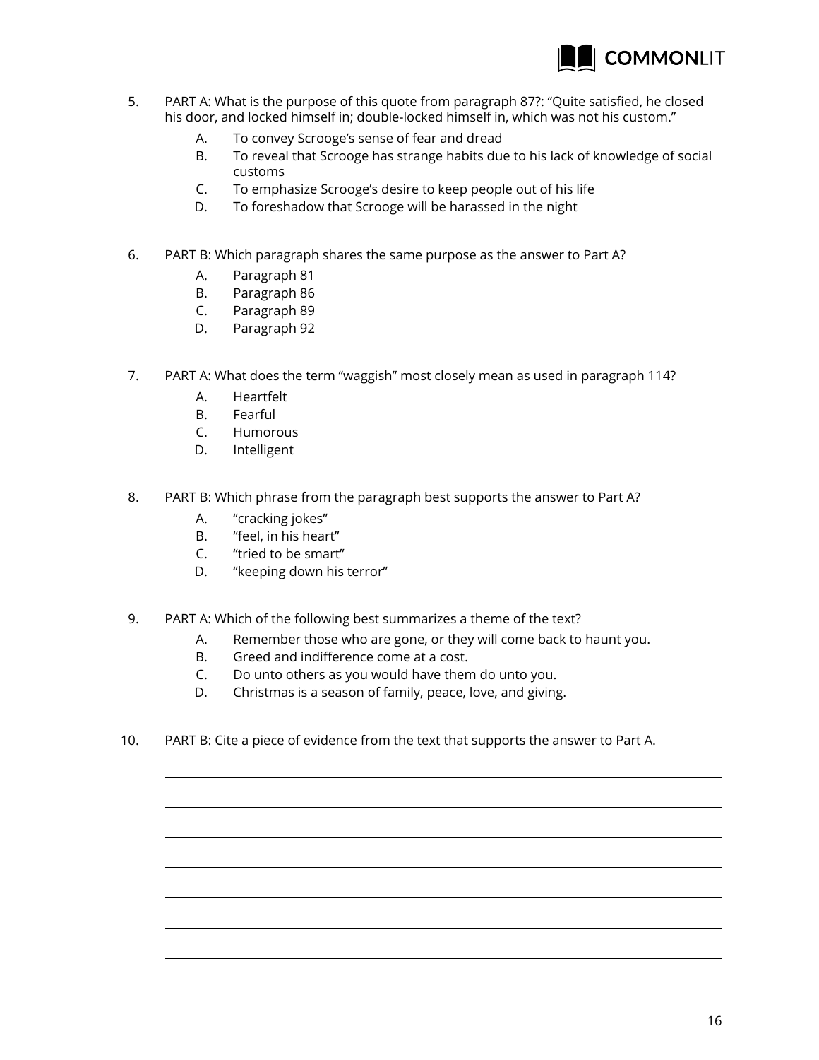5. PART A: What is the purpose of this quote from paragraph 87?: "Quite satisfied, he closed his door, and locked himself in; double-locked himself in, which was not his custom."
   A. To convey Scrooge's sense of fear and dread
   B. To reveal that Scrooge has strange habits due to his lack of knowledge of social customs
   C. To emphasize Scrooge's desire to keep people out of his life
   D. To foreshadow that Scrooge will be harassed in the night

6. PART B: Which paragraph shares the same purpose as the answer to Part A?
   A. Paragraph 81
   B. Paragraph 86
   C. Paragraph 89
   D. Paragraph 92

7. PART A: What does the term "waggish" most closely mean as used in paragraph 114?
   A. Heartfelt
   B. Fearful
   C. Humorous
   D. Intelligent

8. PART B: Which phrase from the paragraph best supports the answer to Part A?
   A. "cracking jokes"
   B. "feel, in his heart"
   C. "tried to be smart"
   D. "keeping down his terror"

9. PART A: Which of the following best summarizes a theme of the text?
   A. Remember those who are gone, or they will come back to haunt you.
   B. Greed and indifference come at a cost.
   C. Do unto others as you would have them do unto you.
   D. Christmas is a season of family, peace, love, and giving.

10. PART B: Cite a piece of evidence from the text that supports the answer to Part A.

_______________________________________________

_______________________________________________

_______________________________________________

_______________________________________________

_______________________________________________

_______________________________________________

_______________________________________________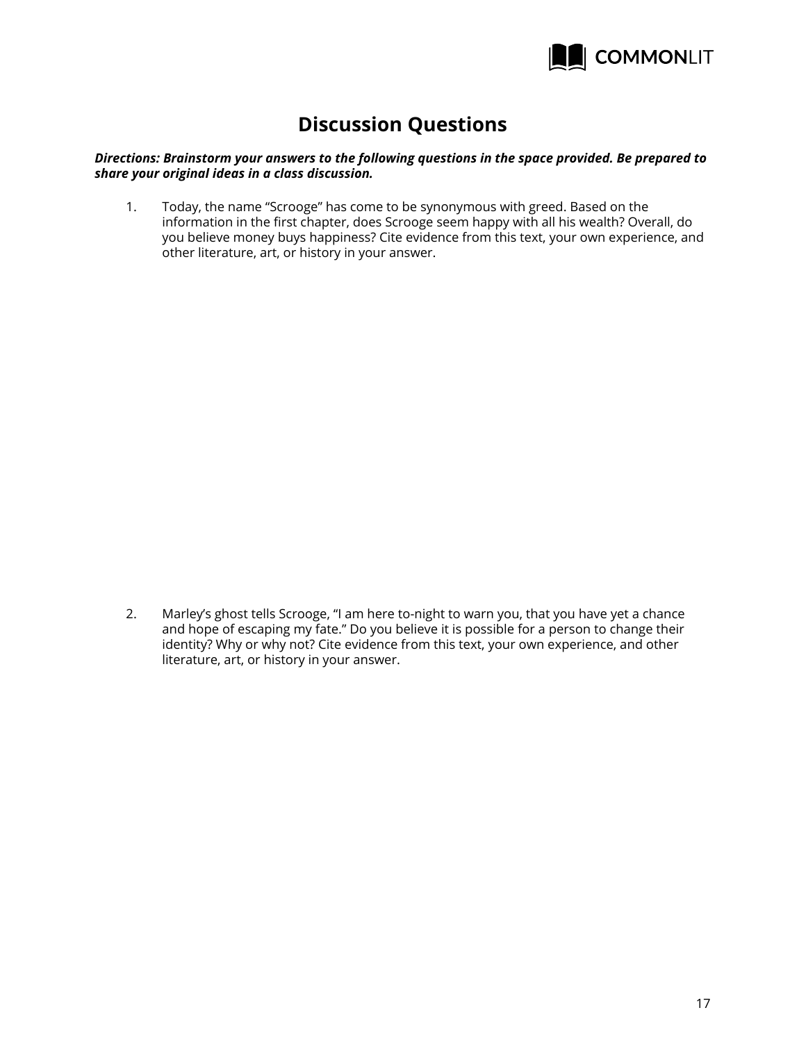# Discussion Questions

***Directions: Brainstorm your answers to the following questions in the space provided. Be prepared to share your original ideas in a class discussion.***

1. Today, the name "Scrooge" has come to be synonymous with greed. Based on the information in the first chapter, does Scrooge seem happy with all his wealth? Overall, do you believe money buys happiness? Cite evidence from this text, your own experience, and other literature, art, or history in your answer.

2. Marley's ghost tells Scrooge, "I am here to-night to warn you, that you have yet a chance and hope of escaping my fate." Do you believe it is possible for a person to change their identity? Why or why not? Cite evidence from this text, your own experience, and other literature, art, or history in your answer.